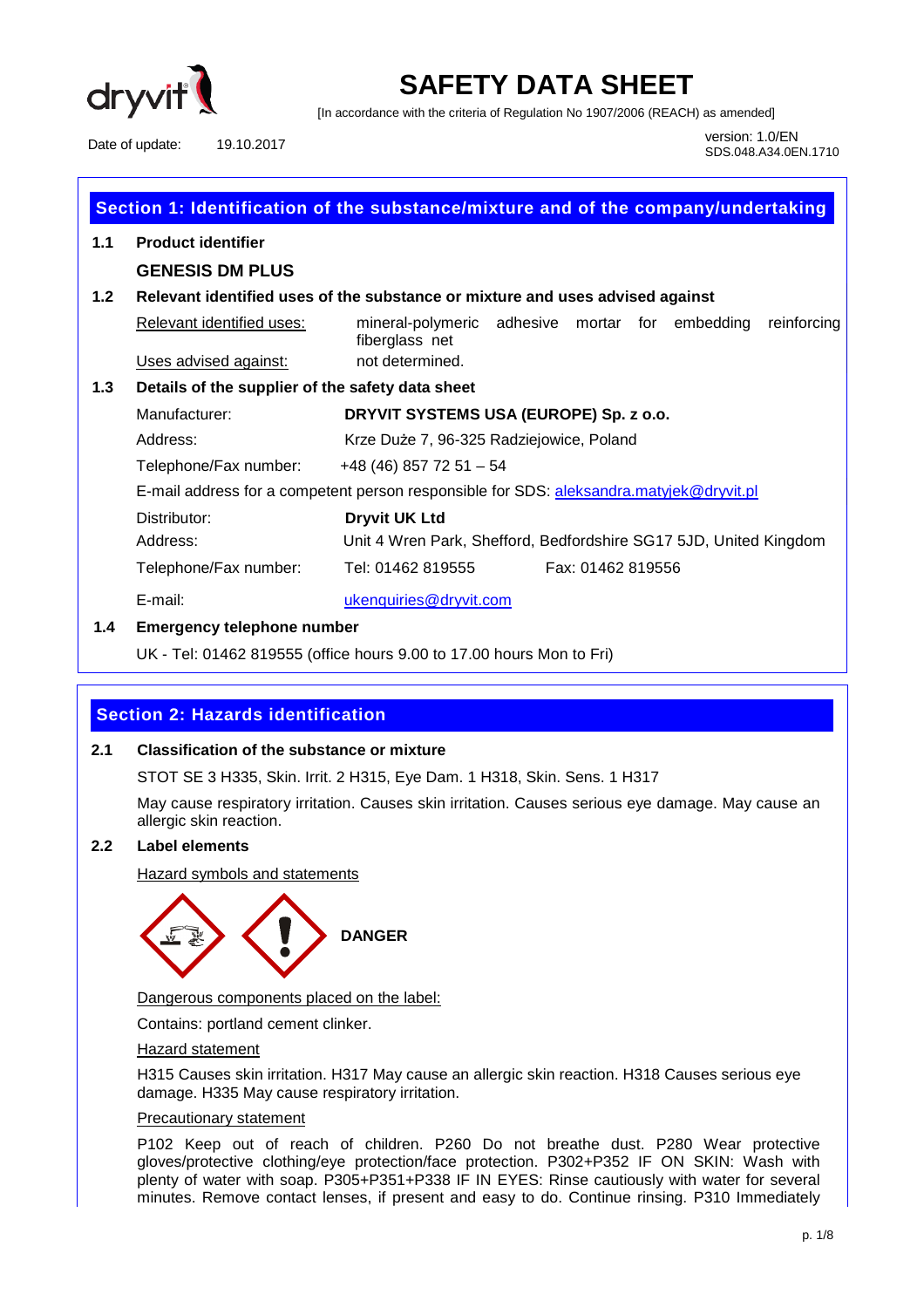dryvit

# SAFETY DATA SHEET

[In accordance with the criteria of Regulation No 1907/2006 (REACH) as amended]

Date of update: 19.10.2017

version: 1.0/EN
SDS.048.A34.0EN.1710

## Section 1: Identification of the substance/mixture and of the company/undertaking

**1.1 Product identifier**

**GENESIS DM PLUS**

**1.2 Relevant identified uses of the substance or mixture and uses advised against**

Relevant identified uses: mineral-polymeric adhesive mortar for embedding reinforcing fiberglass net

Uses advised against: not determined.

**1.3 Details of the supplier of the safety data sheet**

Manufacturer: **DRYVIT SYSTEMS USA (EUROPE) Sp. z o.o.**

Address: Krze Duże 7, 96-325 Radziejowice, Poland

Telephone/Fax number: +48 (46) 857 72 51 – 54

E-mail address for a competent person responsible for SDS: aleksandra.matyjek@dryvit.pl

Distributor: **Dryvit UK Ltd**

Address: Unit 4 Wren Park, Shefford, Bedfordshire SG17 5JD, United Kingdom

Telephone/Fax number: Tel: 01462 819555 Fax: 01462 819556

E-mail: ukenquiries@dryvit.com

**1.4 Emergency telephone number**

UK - Tel: 01462 819555 (office hours 9.00 to 17.00 hours Mon to Fri)

## Section 2: Hazards identification

**2.1 Classification of the substance or mixture**

STOT SE 3 H335, Skin. Irrit. 2 H315, Eye Dam. 1 H318, Skin. Sens. 1 H317

May cause respiratory irritation. Causes skin irritation. Causes serious eye damage. May cause an allergic skin reaction.

**2.2 Label elements**

Hazard symbols and statements

**DANGER**

Dangerous components placed on the label:

Contains: portland cement clinker.

Hazard statement

H315 Causes skin irritation. H317 May cause an allergic skin reaction. H318 Causes serious eye damage. H335 May cause respiratory irritation.

Precautionary statement

P102 Keep out of reach of children. P260 Do not breathe dust. P280 Wear protective gloves/protective clothing/eye protection/face protection. P302+P352 IF ON SKIN: Wash with plenty of water with soap. P305+P351+P338 IF IN EYES: Rinse cautiously with water for several minutes. Remove contact lenses, if present and easy to do. Continue rinsing. P310 Immediately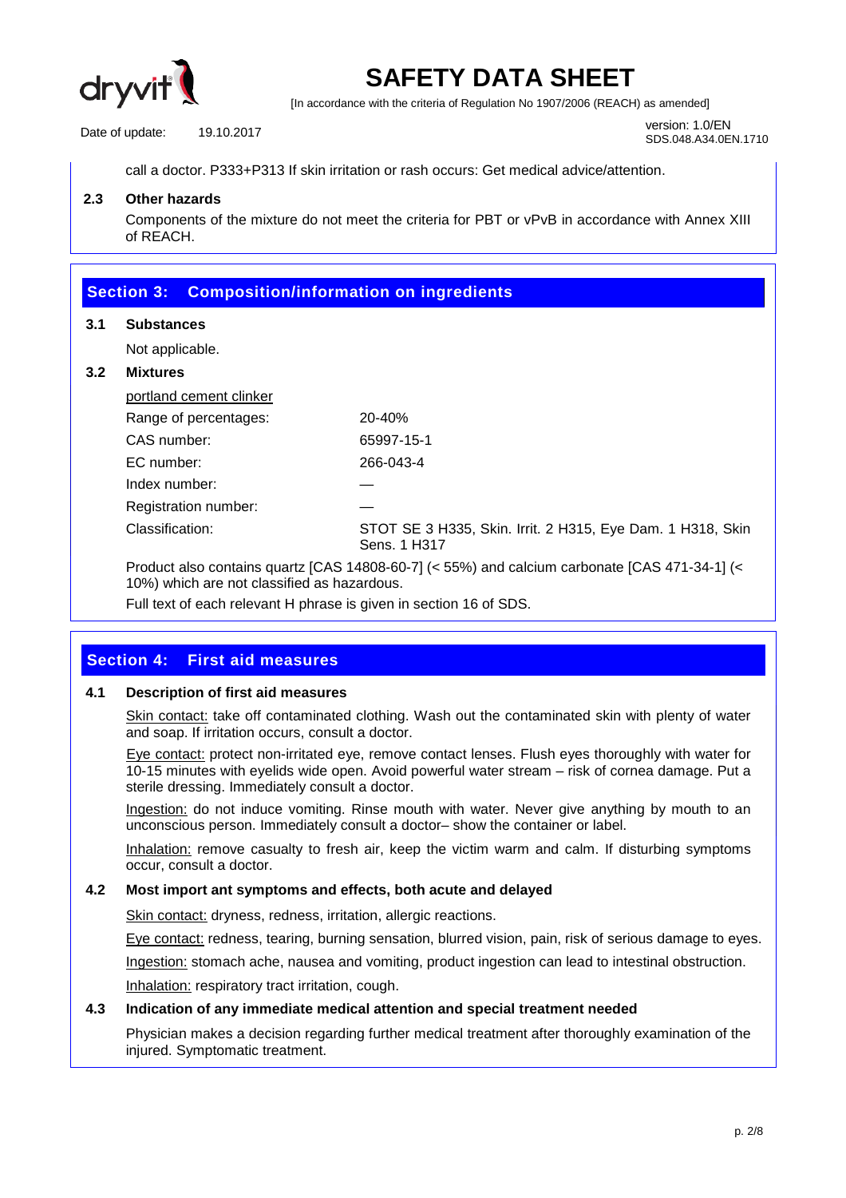call a doctor. P333+P313 If skin irritation or rash occurs: Get medical advice/attention.

### 2.3 Other hazards

Components of the mixture do not meet the criteria for PBT or vPvB in accordance with Annex XIII of REACH.

## Section 3: Composition/information on ingredients

### 3.1 Substances

Not applicable.

### 3.2 Mixtures

portland cement clinker

| | |
|---|---|
| Range of percentages: | 20-40% |
| CAS number: | 65997-15-1 |
| EC number: | 266-043-4 |
| Index number: | — |
| Registration number: | — |
| Classification: | STOT SE 3 H335, Skin. Irrit. 2 H315, Eye Dam. 1 H318, Skin Sens. 1 H317 |

Product also contains quartz [CAS 14808-60-7] (< 55%) and calcium carbonate [CAS 471-34-1] (< 10%) which are not classified as hazardous.

Full text of each relevant H phrase is given in section 16 of SDS.

## Section 4: First aid measures

### 4.1 Description of first aid measures

Skin contact: take off contaminated clothing. Wash out the contaminated skin with plenty of water and soap. If irritation occurs, consult a doctor.

Eye contact: protect non-irritated eye, remove contact lenses. Flush eyes thoroughly with water for 10-15 minutes with eyelids wide open. Avoid powerful water stream – risk of cornea damage. Put a sterile dressing. Immediately consult a doctor.

Ingestion: do not induce vomiting. Rinse mouth with water. Never give anything by mouth to an unconscious person. Immediately consult a doctor– show the container or label.

Inhalation: remove casualty to fresh air, keep the victim warm and calm. If disturbing symptoms occur, consult a doctor.

### 4.2 Most import ant symptoms and effects, both acute and delayed

Skin contact: dryness, redness, irritation, allergic reactions.

Eye contact: redness, tearing, burning sensation, blurred vision, pain, risk of serious damage to eyes.

Ingestion: stomach ache, nausea and vomiting, product ingestion can lead to intestinal obstruction.

Inhalation: respiratory tract irritation, cough.

### 4.3 Indication of any immediate medical attention and special treatment needed

Physician makes a decision regarding further medical treatment after thoroughly examination of the injured. Symptomatic treatment.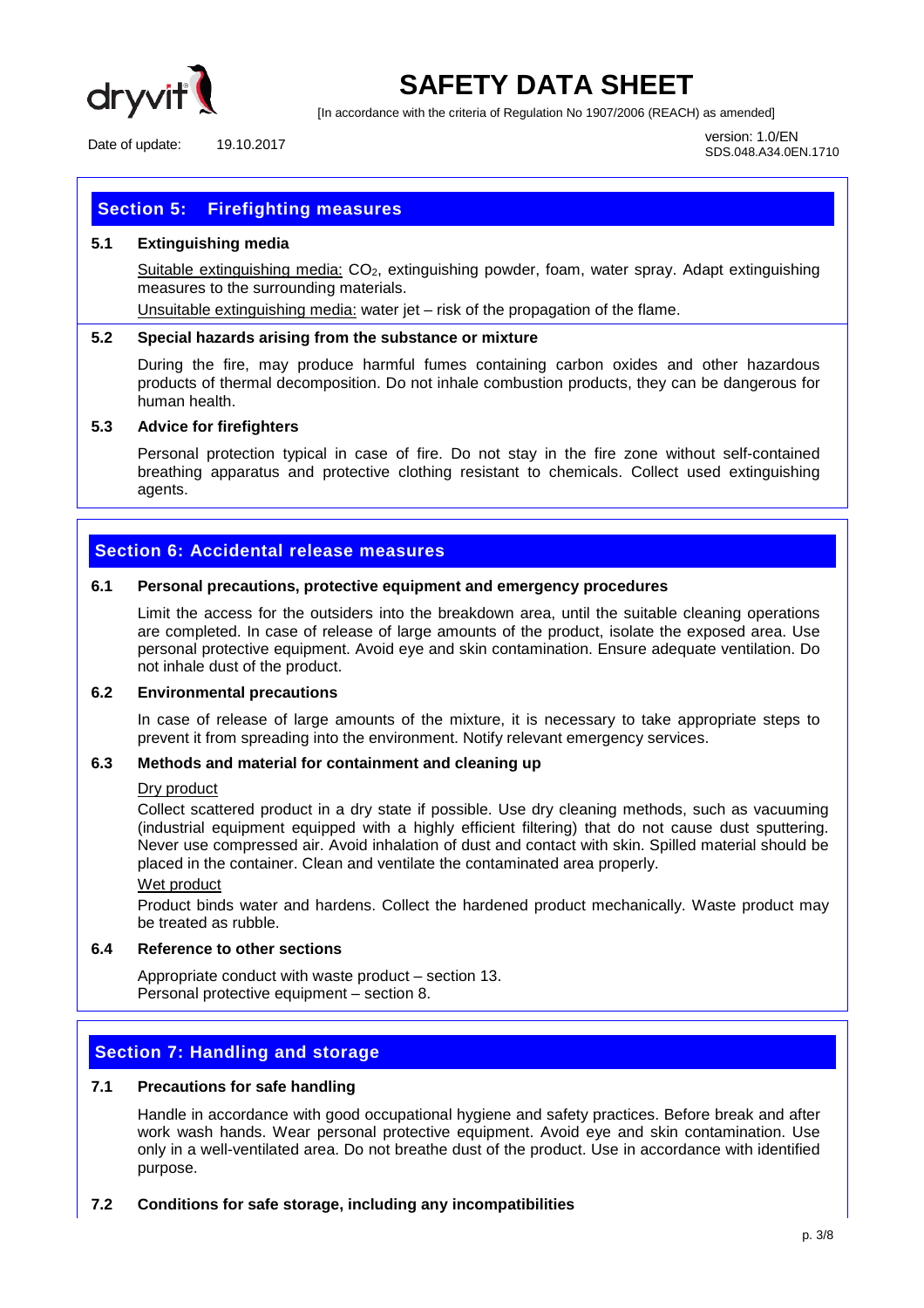## Section 5: Firefighting measures

### 5.1 Extinguishing media

Suitable extinguishing media: $CO_2$, extinguishing powder, foam, water spray. Adapt extinguishing measures to the surrounding materials.

Unsuitable extinguishing media: water jet – risk of the propagation of the flame.

### 5.2 Special hazards arising from the substance or mixture

During the fire, may produce harmful fumes containing carbon oxides and other hazardous products of thermal decomposition. Do not inhale combustion products, they can be dangerous for human health.

### 5.3 Advice for firefighters

Personal protection typical in case of fire. Do not stay in the fire zone without self-contained breathing apparatus and protective clothing resistant to chemicals. Collect used extinguishing agents.

## Section 6: Accidental release measures

### 6.1 Personal precautions, protective equipment and emergency procedures

Limit the access for the outsiders into the breakdown area, until the suitable cleaning operations are completed. In case of release of large amounts of the product, isolate the exposed area. Use personal protective equipment. Avoid eye and skin contamination. Ensure adequate ventilation. Do not inhale dust of the product.

### 6.2 Environmental precautions

In case of release of large amounts of the mixture, it is necessary to take appropriate steps to prevent it from spreading into the environment. Notify relevant emergency services.

### 6.3 Methods and material for containment and cleaning up

Dry product

Collect scattered product in a dry state if possible. Use dry cleaning methods, such as vacuuming (industrial equipment equipped with a highly efficient filtering) that do not cause dust sputtering. Never use compressed air. Avoid inhalation of dust and contact with skin. Spilled material should be placed in the container. Clean and ventilate the contaminated area properly.

Wet product

Product binds water and hardens. Collect the hardened product mechanically. Waste product may be treated as rubble.

### 6.4 Reference to other sections

Appropriate conduct with waste product – section 13.
Personal protective equipment – section 8.

## Section 7: Handling and storage

### 7.1 Precautions for safe handling

Handle in accordance with good occupational hygiene and safety practices. Before break and after work wash hands. Wear personal protective equipment. Avoid eye and skin contamination. Use only in a well-ventilated area. Do not breathe dust of the product. Use in accordance with identified purpose.

### 7.2 Conditions for safe storage, including any incompatibilities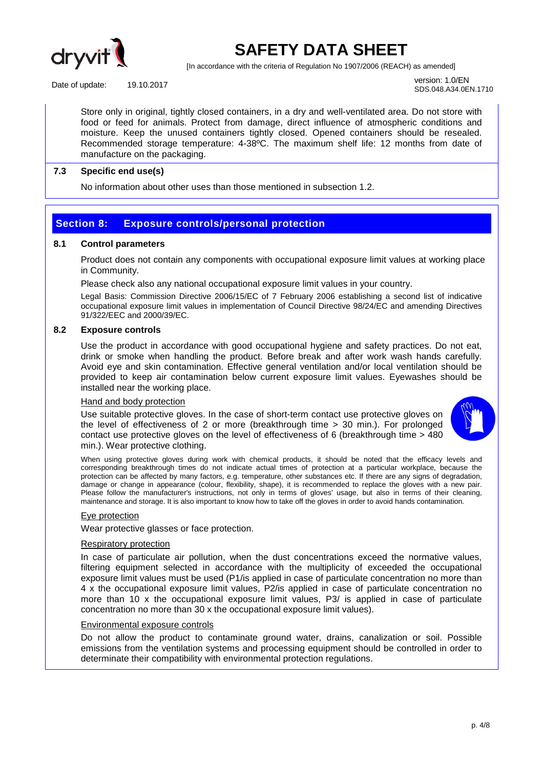Store only in original, tightly closed containers, in a dry and well-ventilated area. Do not store with food or feed for animals. Protect from damage, direct influence of atmospheric conditions and moisture. Keep the unused containers tightly closed. Opened containers should be resealed. Recommended storage temperature: 4-38ºC. The maximum shelf life: 12 months from date of manufacture on the packaging.

### 7.3 Specific end use(s)

No information about other uses than those mentioned in subsection 1.2.

## Section 8: Exposure controls/personal protection

### 8.1 Control parameters

Product does not contain any components with occupational exposure limit values at working place in Community.

Please check also any national occupational exposure limit values in your country.

Legal Basis: Commission Directive 2006/15/EC of 7 February 2006 establishing a second list of indicative occupational exposure limit values in implementation of Council Directive 98/24/EC and amending Directives 91/322/EEC and 2000/39/EC.

### 8.2 Exposure controls

Use the product in accordance with good occupational hygiene and safety practices. Do not eat, drink or smoke when handling the product. Before break and after work wash hands carefully. Avoid eye and skin contamination. Effective general ventilation and/or local ventilation should be provided to keep air contamination below current exposure limit values. Eyewashes should be installed near the working place.

Hand and body protection

Use suitable protective gloves. In the case of short-term contact use protective gloves on the level of effectiveness of 2 or more (breakthrough time > 30 min.). For prolonged contact use protective gloves on the level of effectiveness of 6 (breakthrough time > 480 min.). Wear protective clothing.

When using protective gloves during work with chemical products, it should be noted that the efficacy levels and corresponding breakthrough times do not indicate actual times of protection at a particular workplace, because the protection can be affected by many factors, e.g. temperature, other substances etc. If there are any signs of degradation, damage or change in appearance (colour, flexibility, shape), it is recommended to replace the gloves with a new pair. Please follow the manufacturer's instructions, not only in terms of gloves' usage, but also in terms of their cleaning, maintenance and storage. It is also important to know how to take off the gloves in order to avoid hands contamination.

Eye protection

Wear protective glasses or face protection.

Respiratory protection

In case of particulate air pollution, when the dust concentrations exceed the normative values, filtering equipment selected in accordance with the multiplicity of exceeded the occupational exposure limit values must be used (P1/is applied in case of particulate concentration no more than 4 x the occupational exposure limit values, P2/is applied in case of particulate concentration no more than 10 x the occupational exposure limit values, P3/ is applied in case of particulate concentration no more than 30 x the occupational exposure limit values).

Environmental exposure controls

Do not allow the product to contaminate ground water, drains, canalization or soil. Possible emissions from the ventilation systems and processing equipment should be controlled in order to determinate their compatibility with environmental protection regulations.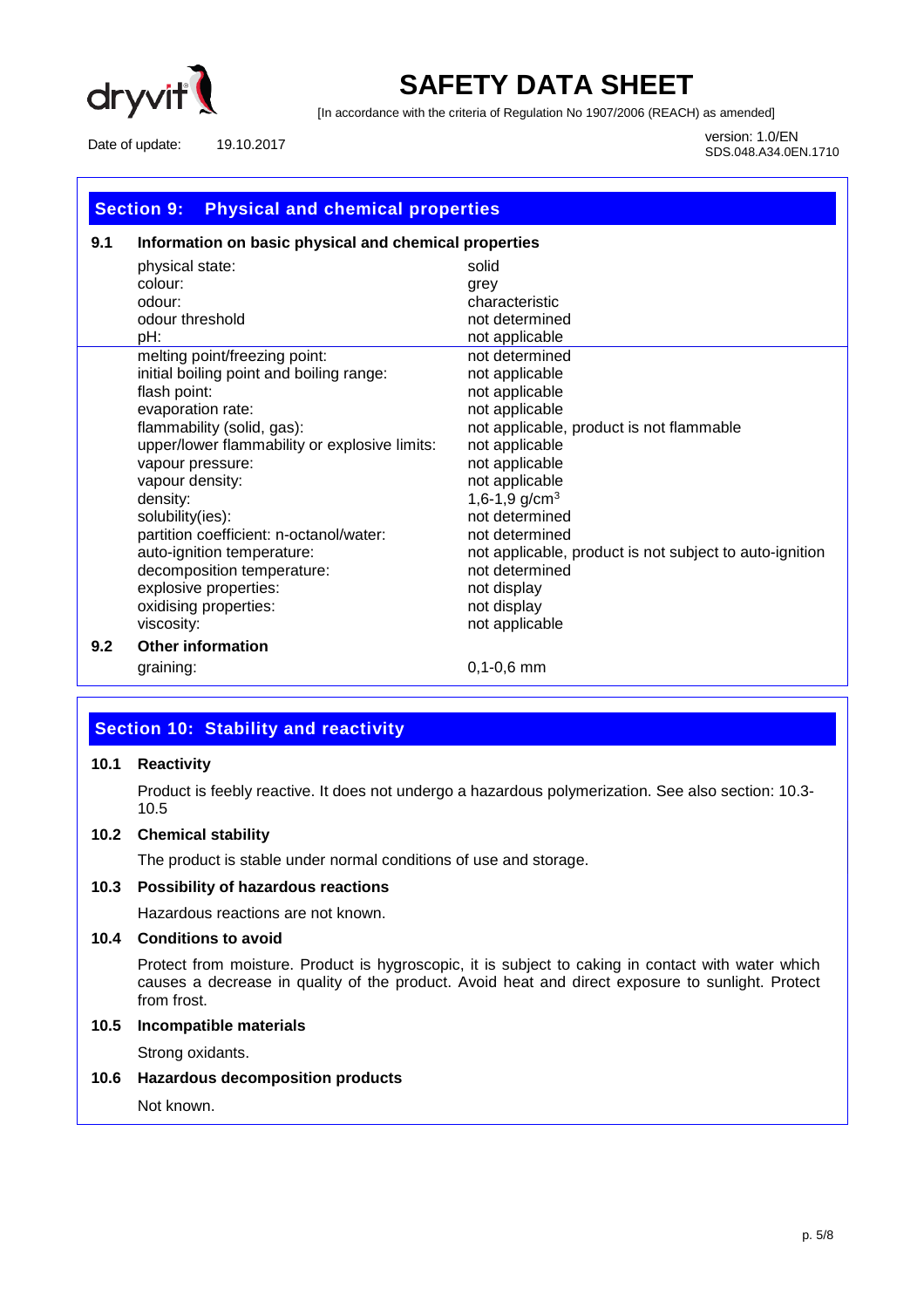## Section 9: Physical and chemical properties

### 9.1 Information on basic physical and chemical properties

| | |
|---|---|
| physical state: | solid |
| colour: | grey |
| odour: | characteristic |
| odour threshold | not determined |
| pH: | not applicable |
| melting point/freezing point: | not determined |
| initial boiling point and boiling range: | not applicable |
| flash point: | not applicable |
| evaporation rate: | not applicable |
| flammability (solid, gas): | not applicable, product is not flammable |
| upper/lower flammability or explosive limits: | not applicable |
| vapour pressure: | not applicable |
| vapour density: | not applicable |
| density: | 1,6-1,9 g/cm$^3$ |
| solubility(ies): | not determined |
| partition coefficient: n-octanol/water: | not determined |
| auto-ignition temperature: | not applicable, product is not subject to auto-ignition |
| decomposition temperature: | not determined |
| explosive properties: | not display |
| oxidising properties: | not display |
| viscosity: | not applicable |

### 9.2 Other information

| | |
|---|---|
| graining: | 0,1-0,6 mm |

## Section 10: Stability and reactivity

### 10.1 Reactivity

Product is feebly reactive. It does not undergo a hazardous polymerization. See also section: 10.3-10.5

### 10.2 Chemical stability

The product is stable under normal conditions of use and storage.

### 10.3 Possibility of hazardous reactions

Hazardous reactions are not known.

### 10.4 Conditions to avoid

Protect from moisture. Product is hygroscopic, it is subject to caking in contact with water which causes a decrease in quality of the product. Avoid heat and direct exposure to sunlight. Protect from frost.

### 10.5 Incompatible materials

Strong oxidants.

### 10.6 Hazardous decomposition products

Not known.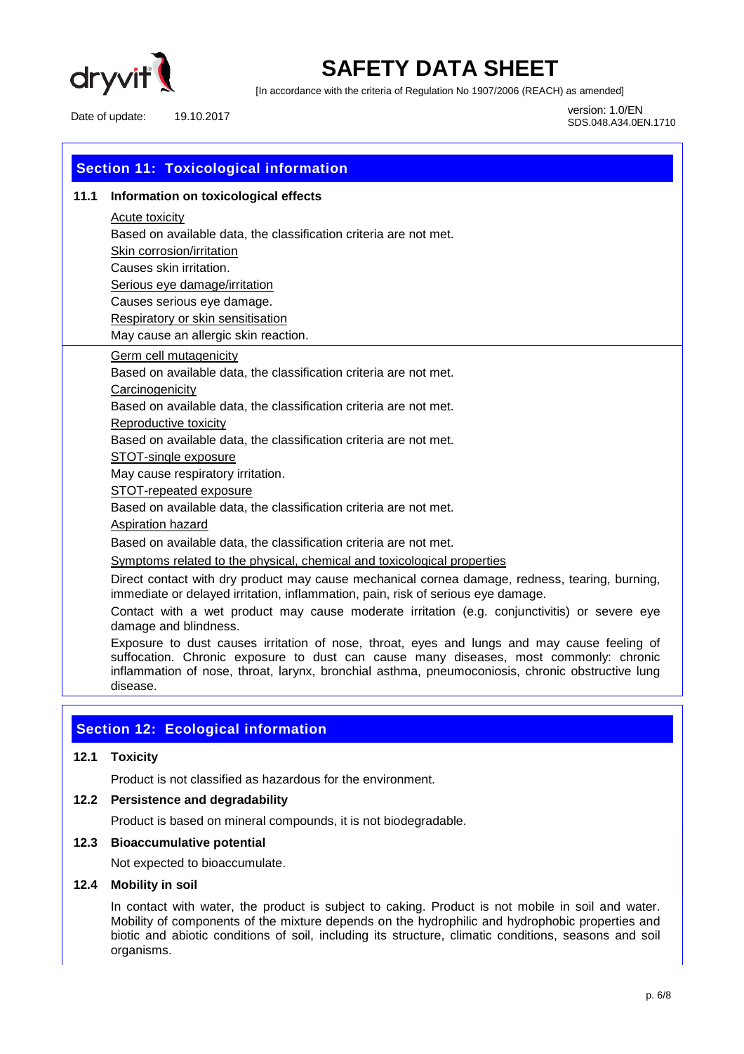## Section 11: Toxicological information

### 11.1 Information on toxicological effects

Acute toxicity

Based on available data, the classification criteria are not met.

Skin corrosion/irritation

Causes skin irritation.

Serious eye damage/irritation

Causes serious eye damage.

Respiratory or skin sensitisation

May cause an allergic skin reaction.

Germ cell mutagenicity

Based on available data, the classification criteria are not met.

Carcinogenicity

Based on available data, the classification criteria are not met.

Reproductive toxicity

Based on available data, the classification criteria are not met.

STOT-single exposure

May cause respiratory irritation.

STOT-repeated exposure

Based on available data, the classification criteria are not met.

Aspiration hazard

Based on available data, the classification criteria are not met.

Symptoms related to the physical, chemical and toxicological properties

Direct contact with dry product may cause mechanical cornea damage, redness, tearing, burning, immediate or delayed irritation, inflammation, pain, risk of serious eye damage.

Contact with a wet product may cause moderate irritation (e.g. conjunctivitis) or severe eye damage and blindness.

Exposure to dust causes irritation of nose, throat, eyes and lungs and may cause feeling of suffocation. Chronic exposure to dust can cause many diseases, most commonly: chronic inflammation of nose, throat, larynx, bronchial asthma, pneumoconiosis, chronic obstructive lung disease.

## Section 12: Ecological information

### 12.1 Toxicity

Product is not classified as hazardous for the environment.

### 12.2 Persistence and degradability

Product is based on mineral compounds, it is not biodegradable.

### 12.3 Bioaccumulative potential

Not expected to bioaccumulate.

### 12.4 Mobility in soil

In contact with water, the product is subject to caking. Product is not mobile in soil and water. Mobility of components of the mixture depends on the hydrophilic and hydrophobic properties and biotic and abiotic conditions of soil, including its structure, climatic conditions, seasons and soil organisms.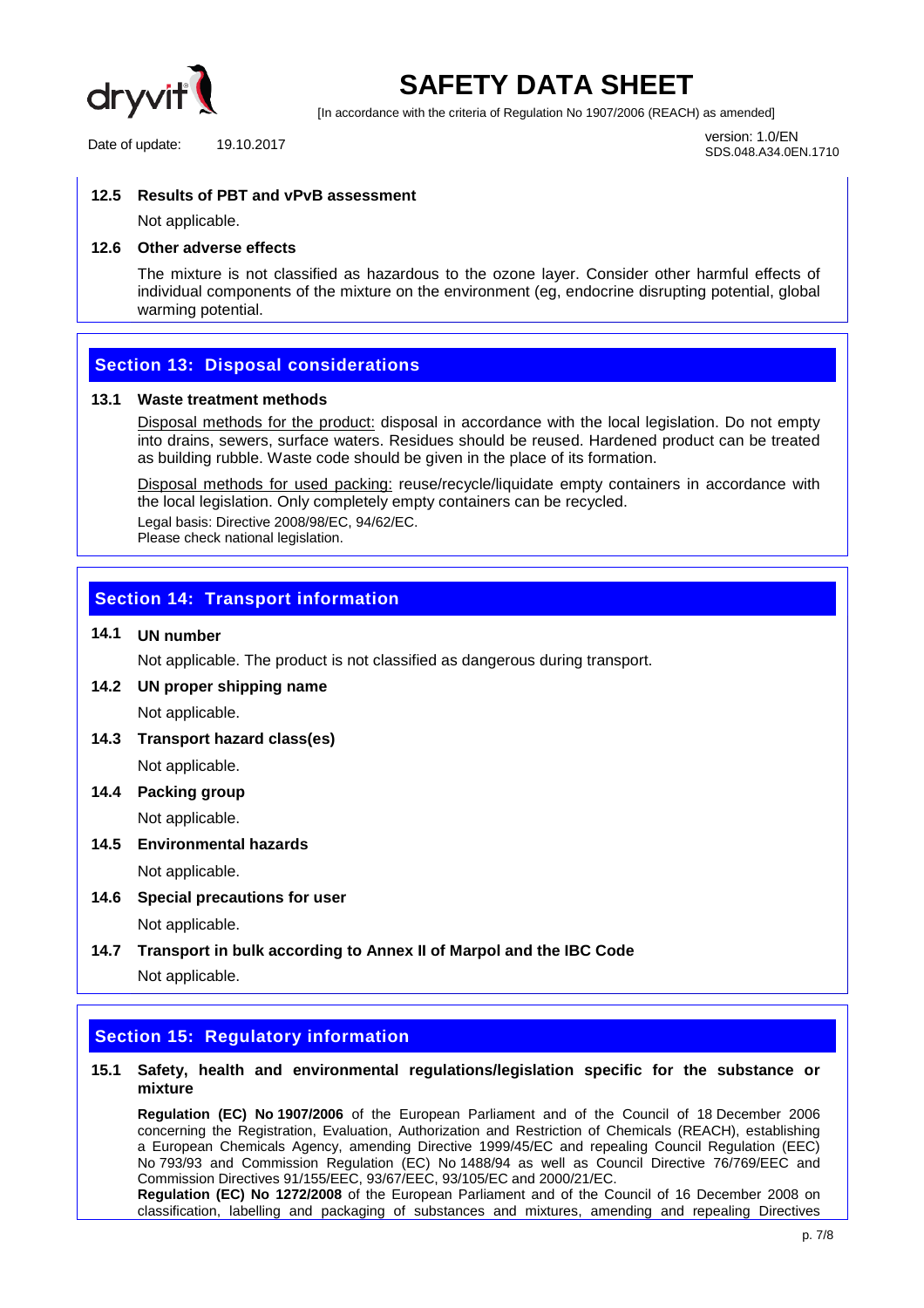**12.5 Results of PBT and vPvB assessment**

Not applicable.

**12.6 Other adverse effects**

The mixture is not classified as hazardous to the ozone layer. Consider other harmful effects of individual components of the mixture on the environment (eg, endocrine disrupting potential, global warming potential.

## Section 13: Disposal considerations

**13.1 Waste treatment methods**

Disposal methods for the product: disposal in accordance with the local legislation. Do not empty into drains, sewers, surface waters. Residues should be reused. Hardened product can be treated as building rubble. Waste code should be given in the place of its formation.

Disposal methods for used packing: reuse/recycle/liquidate empty containers in accordance with the local legislation. Only completely empty containers can be recycled.

Legal basis: Directive 2008/98/EC, 94/62/EC.
Please check national legislation.

## Section 14: Transport information

**14.1 UN number**

Not applicable. The product is not classified as dangerous during transport.

**14.2 UN proper shipping name**

Not applicable.

**14.3 Transport hazard class(es)**

Not applicable.

**14.4 Packing group**

Not applicable.

**14.5 Environmental hazards**

Not applicable.

**14.6 Special precautions for user**

Not applicable.

**14.7 Transport in bulk according to Annex II of Marpol and the IBC Code**

Not applicable.

## Section 15: Regulatory information

**15.1 Safety, health and environmental regulations/legislation specific for the substance or mixture**

**Regulation (EC) No 1907/2006** of the European Parliament and of the Council of 18 December 2006 concerning the Registration, Evaluation, Authorization and Restriction of Chemicals (REACH), establishing a European Chemicals Agency, amending Directive 1999/45/EC and repealing Council Regulation (EEC) No 793/93 and Commission Regulation (EC) No 1488/94 as well as Council Directive 76/769/EEC and Commission Directives 91/155/EEC, 93/67/EEC, 93/105/EC and 2000/21/EC.
**Regulation (EC) No 1272/2008** of the European Parliament and of the Council of 16 December 2008 on classification, labelling and packaging of substances and mixtures, amending and repealing Directives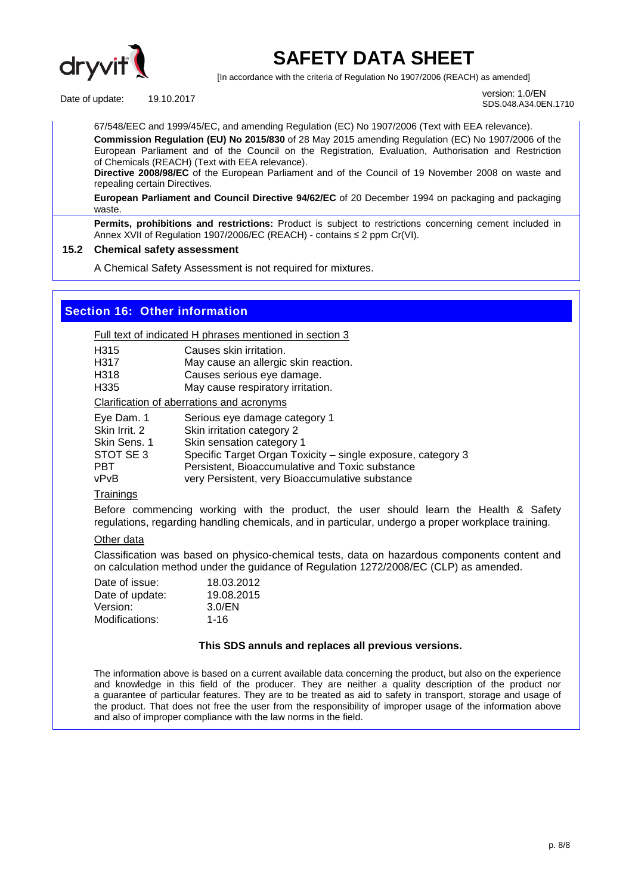67/548/EEC and 1999/45/EC, and amending Regulation (EC) No 1907/2006 (Text with EEA relevance).

**Commission Regulation (EU) No 2015/830** of 28 May 2015 amending Regulation (EC) No 1907/2006 of the European Parliament and of the Council on the Registration, Evaluation, Authorisation and Restriction of Chemicals (REACH) (Text with EEA relevance).

**Directive 2008/98/EC** of the European Parliament and of the Council of 19 November 2008 on waste and repealing certain Directives.

**European Parliament and Council Directive 94/62/EC** of 20 December 1994 on packaging and packaging waste.

**Permits, prohibitions and restrictions:** Product is subject to restrictions concerning cement included in Annex XVII of Regulation 1907/2006/EC (REACH) - contains ≤ 2 ppm Cr(VI).

### 15.2 Chemical safety assessment

A Chemical Safety Assessment is not required for mixtures.

## Section 16: Other information

Full text of indicated H phrases mentioned in section 3

| | |
|---|---|
| H315 | Causes skin irritation. |
| H317 | May cause an allergic skin reaction. |
| H318 | Causes serious eye damage. |
| H335 | May cause respiratory irritation. |

Clarification of aberrations and acronyms

| | |
|---|---|
| Eye Dam. 1 | Serious eye damage category 1 |
| Skin Irrit. 2 | Skin irritation category 2 |
| Skin Sens. 1 | Skin sensation category 1 |
| STOT SE 3 | Specific Target Organ Toxicity – single exposure, category 3 |
| PBT | Persistent, Bioaccumulative and Toxic substance |
| vPvB | very Persistent, very Bioaccumulative substance |

Trainings

Before commencing working with the product, the user should learn the Health & Safety regulations, regarding handling chemicals, and in particular, undergo a proper workplace training.

Other data

Classification was based on physico-chemical tests, data on hazardous components content and on calculation method under the guidance of Regulation 1272/2008/EC (CLP) as amended.

| | |
|---|---|
| Date of issue: | 18.03.2012 |
| Date of update: | 19.08.2015 |
| Version: | 3.0/EN |
| Modifications: | 1-16 |

**This SDS annuls and replaces all previous versions.**

The information above is based on a current available data concerning the product, but also on the experience and knowledge in this field of the producer. They are neither a quality description of the product nor a guarantee of particular features. They are to be treated as aid to safety in transport, storage and usage of the product. That does not free the user from the responsibility of improper usage of the information above and also of improper compliance with the law norms in the field.